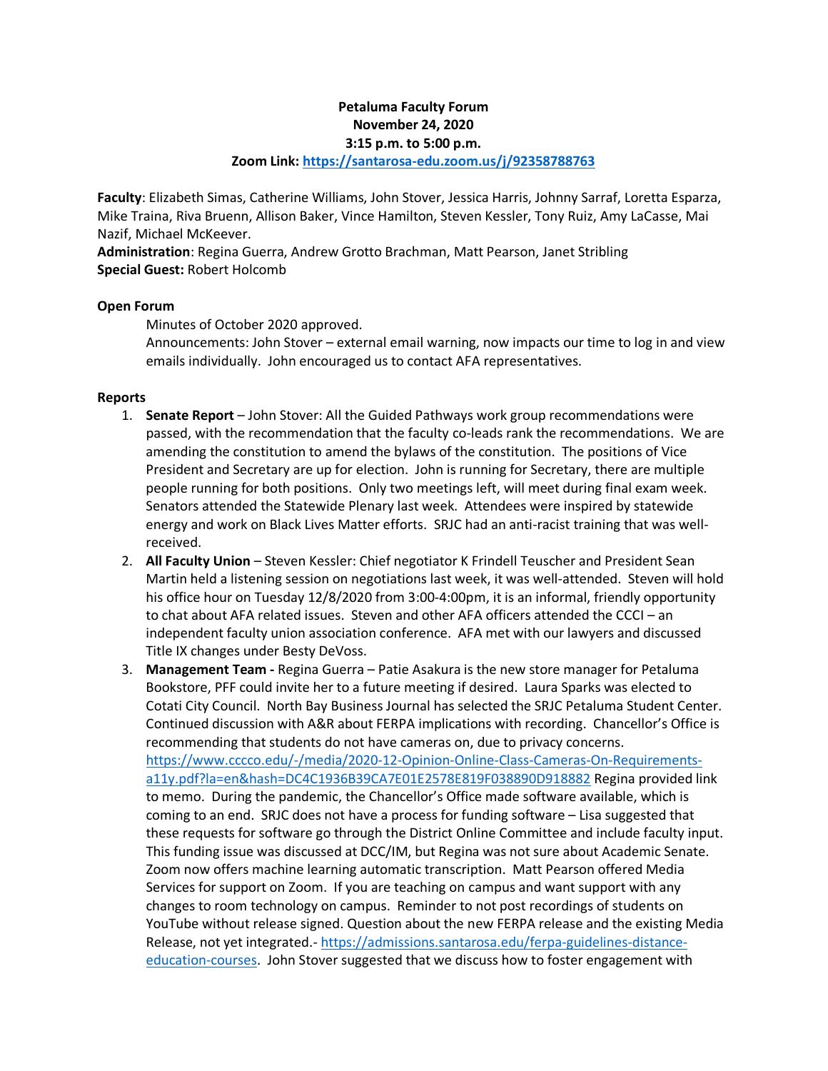**Petaluma Faculty Forum**
**November 24, 2020**
**3:15 p.m. to 5:00 p.m.**
**Zoom Link: https://santarosa-edu.zoom.us/j/92358788763**

**Faculty**: Elizabeth Simas, Catherine Williams, John Stover, Jessica Harris, Johnny Sarraf, Loretta Esparza, Mike Traina, Riva Bruenn, Allison Baker, Vince Hamilton, Steven Kessler, Tony Ruiz, Amy LaCasse, Mai Nazif, Michael McKeever.
**Administration**: Regina Guerra, Andrew Grotto Brachman, Matt Pearson, Janet Stribling
**Special Guest:** Robert Holcomb

**Open Forum**

Minutes of October 2020 approved.
Announcements: John Stover – external email warning, now impacts our time to log in and view emails individually. John encouraged us to contact AFA representatives.

**Reports**

1. **Senate Report** – John Stover: All the Guided Pathways work group recommendations were passed, with the recommendation that the faculty co-leads rank the recommendations. We are amending the constitution to amend the bylaws of the constitution. The positions of Vice President and Secretary are up for election. John is running for Secretary, there are multiple people running for both positions. Only two meetings left, will meet during final exam week. Senators attended the Statewide Plenary last week. Attendees were inspired by statewide energy and work on Black Lives Matter efforts. SRJC had an anti-racist training that was well-received.
2. **All Faculty Union** – Steven Kessler: Chief negotiator K Frindell Teuscher and President Sean Martin held a listening session on negotiations last week, it was well-attended. Steven will hold his office hour on Tuesday 12/8/2020 from 3:00-4:00pm, it is an informal, friendly opportunity to chat about AFA related issues. Steven and other AFA officers attended the CCCI – an independent faculty union association conference. AFA met with our lawyers and discussed Title IX changes under Besty DeVoss.
3. **Management Team -** Regina Guerra – Patie Asakura is the new store manager for Petaluma Bookstore, PFF could invite her to a future meeting if desired. Laura Sparks was elected to Cotati City Council. North Bay Business Journal has selected the SRJC Petaluma Student Center. Continued discussion with A&R about FERPA implications with recording. Chancellor's Office is recommending that students do not have cameras on, due to privacy concerns. https://www.cccco.edu/-/media/2020-12-Opinion-Online-Class-Cameras-On-Requirements-a11y.pdf?la=en&hash=DC4C1936B39CA7E01E2578E819F038890D918882 Regina provided link to memo. During the pandemic, the Chancellor's Office made software available, which is coming to an end. SRJC does not have a process for funding software – Lisa suggested that these requests for software go through the District Online Committee and include faculty input. This funding issue was discussed at DCC/IM, but Regina was not sure about Academic Senate. Zoom now offers machine learning automatic transcription. Matt Pearson offered Media Services for support on Zoom. If you are teaching on campus and want support with any changes to room technology on campus. Reminder to not post recordings of students on YouTube without release signed. Question about the new FERPA release and the existing Media Release, not yet integrated.- https://admissions.santarosa.edu/ferpa-guidelines-distance-education-courses. John Stover suggested that we discuss how to foster engagement with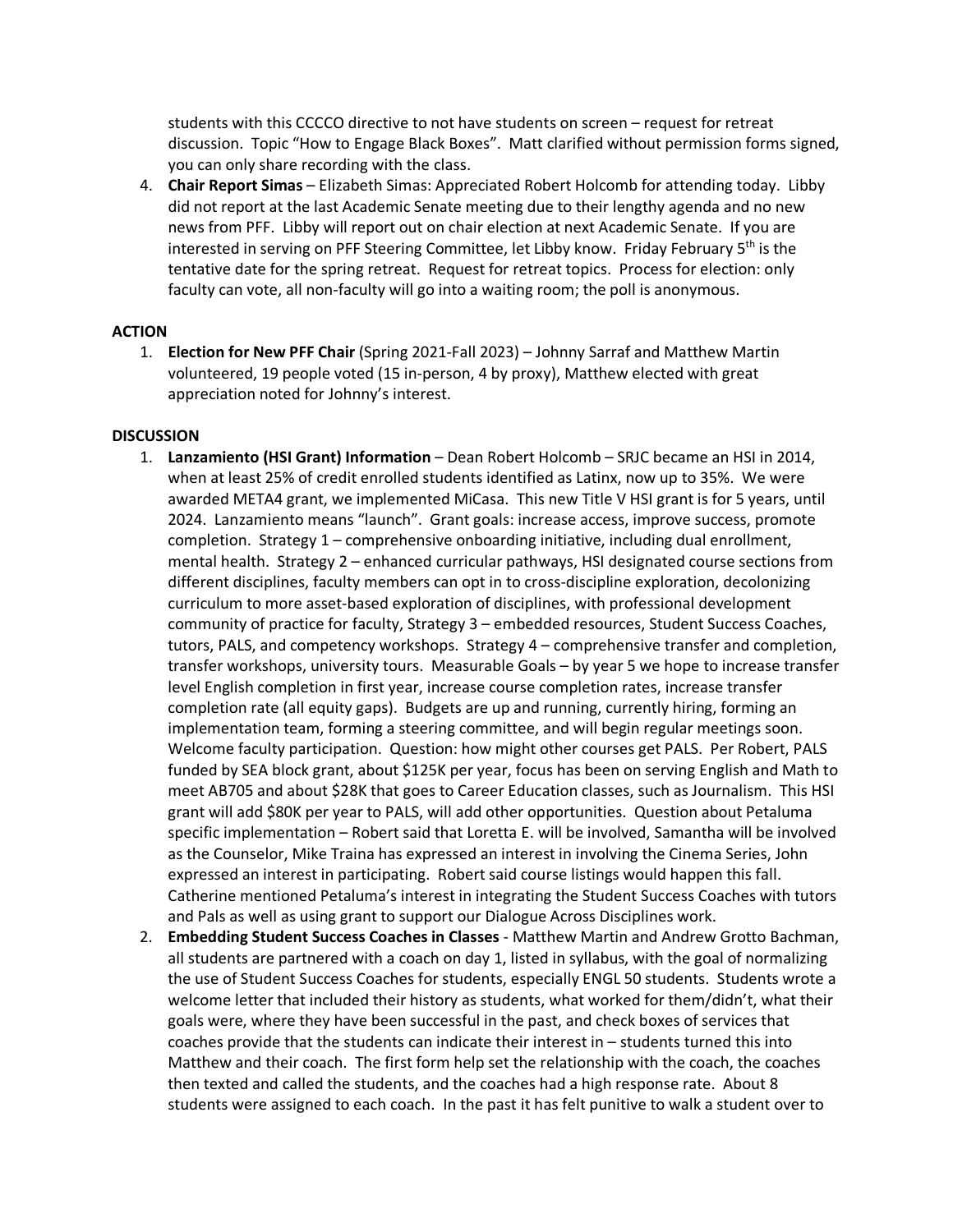students with this CCCCO directive to not have students on screen – request for retreat discussion. Topic "How to Engage Black Boxes". Matt clarified without permission forms signed, you can only share recording with the class.

4. **Chair Report Simas** – Elizabeth Simas: Appreciated Robert Holcomb for attending today. Libby did not report at the last Academic Senate meeting due to their lengthy agenda and no new news from PFF. Libby will report out on chair election at next Academic Senate. If you are interested in serving on PFF Steering Committee, let Libby know. Friday February 5th is the tentative date for the spring retreat. Request for retreat topics. Process for election: only faculty can vote, all non-faculty will go into a waiting room; the poll is anonymous.

**ACTION**

1. **Election for New PFF Chair** (Spring 2021-Fall 2023) – Johnny Sarraf and Matthew Martin volunteered, 19 people voted (15 in-person, 4 by proxy), Matthew elected with great appreciation noted for Johnny's interest.

**DISCUSSION**

1. **Lanzamiento (HSI Grant) Information** – Dean Robert Holcomb – SRJC became an HSI in 2014, when at least 25% of credit enrolled students identified as Latinx, now up to 35%. We were awarded META4 grant, we implemented MiCasa. This new Title V HSI grant is for 5 years, until 2024. Lanzamiento means "launch". Grant goals: increase access, improve success, promote completion. Strategy 1 – comprehensive onboarding initiative, including dual enrollment, mental health. Strategy 2 – enhanced curricular pathways, HSI designated course sections from different disciplines, faculty members can opt in to cross-discipline exploration, decolonizing curriculum to more asset-based exploration of disciplines, with professional development community of practice for faculty, Strategy 3 – embedded resources, Student Success Coaches, tutors, PALS, and competency workshops. Strategy 4 – comprehensive transfer and completion, transfer workshops, university tours. Measurable Goals – by year 5 we hope to increase transfer level English completion in first year, increase course completion rates, increase transfer completion rate (all equity gaps). Budgets are up and running, currently hiring, forming an implementation team, forming a steering committee, and will begin regular meetings soon. Welcome faculty participation. Question: how might other courses get PALS. Per Robert, PALS funded by SEA block grant, about $125K per year, focus has been on serving English and Math to meet AB705 and about $28K that goes to Career Education classes, such as Journalism. This HSI grant will add $80K per year to PALS, will add other opportunities. Question about Petaluma specific implementation – Robert said that Loretta E. will be involved, Samantha will be involved as the Counselor, Mike Traina has expressed an interest in involving the Cinema Series, John expressed an interest in participating. Robert said course listings would happen this fall. Catherine mentioned Petaluma's interest in integrating the Student Success Coaches with tutors and Pals as well as using grant to support our Dialogue Across Disciplines work.
2. **Embedding Student Success Coaches in Classes** - Matthew Martin and Andrew Grotto Bachman, all students are partnered with a coach on day 1, listed in syllabus, with the goal of normalizing the use of Student Success Coaches for students, especially ENGL 50 students. Students wrote a welcome letter that included their history as students, what worked for them/didn't, what their goals were, where they have been successful in the past, and check boxes of services that coaches provide that the students can indicate their interest in – students turned this into Matthew and their coach. The first form help set the relationship with the coach, the coaches then texted and called the students, and the coaches had a high response rate. About 8 students were assigned to each coach. In the past it has felt punitive to walk a student over to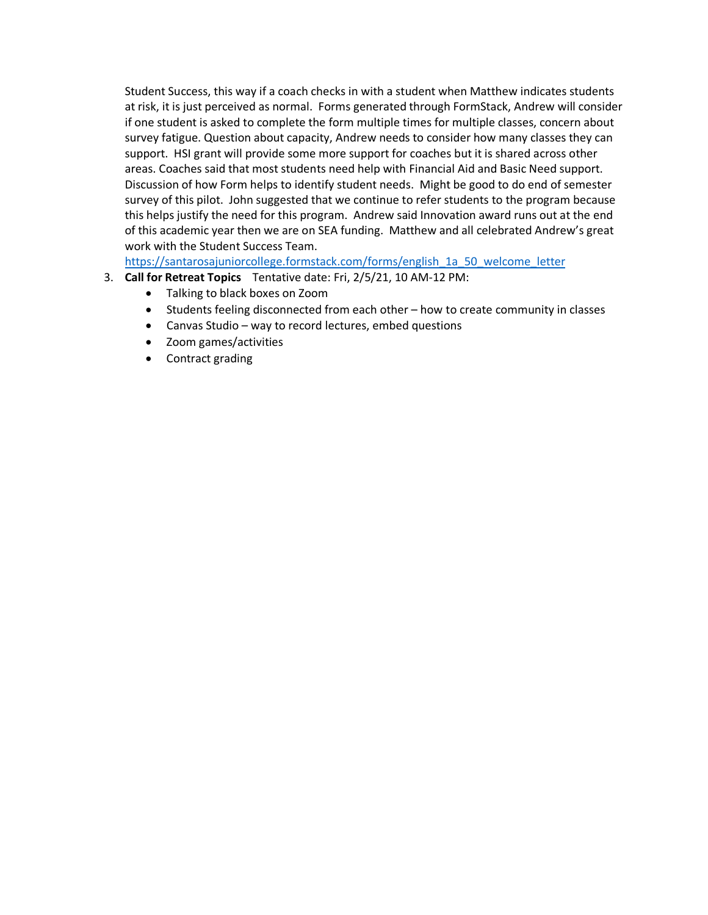Student Success, this way if a coach checks in with a student when Matthew indicates students at risk, it is just perceived as normal.  Forms generated through FormStack, Andrew will consider if one student is asked to complete the form multiple times for multiple classes, concern about survey fatigue. Question about capacity, Andrew needs to consider how many classes they can support.  HSI grant will provide some more support for coaches but it is shared across other areas. Coaches said that most students need help with Financial Aid and Basic Need support.  Discussion of how Form helps to identify student needs.  Might be good to do end of semester survey of this pilot.  John suggested that we continue to refer students to the program because this helps justify the need for this program.  Andrew said Innovation award runs out at the end of this academic year then we are on SEA funding.  Matthew and all celebrated Andrew's great work with the Student Success Team.
https://santarosajuniorcollege.formstack.com/forms/english_1a_50_welcome_letter

3. **Call for Retreat Topics**   Tentative date: Fri, 2/5/21, 10 AM-12 PM:
    - Talking to black boxes on Zoom
    - Students feeling disconnected from each other – how to create community in classes
    - Canvas Studio – way to record lectures, embed questions
    - Zoom games/activities
    - Contract grading